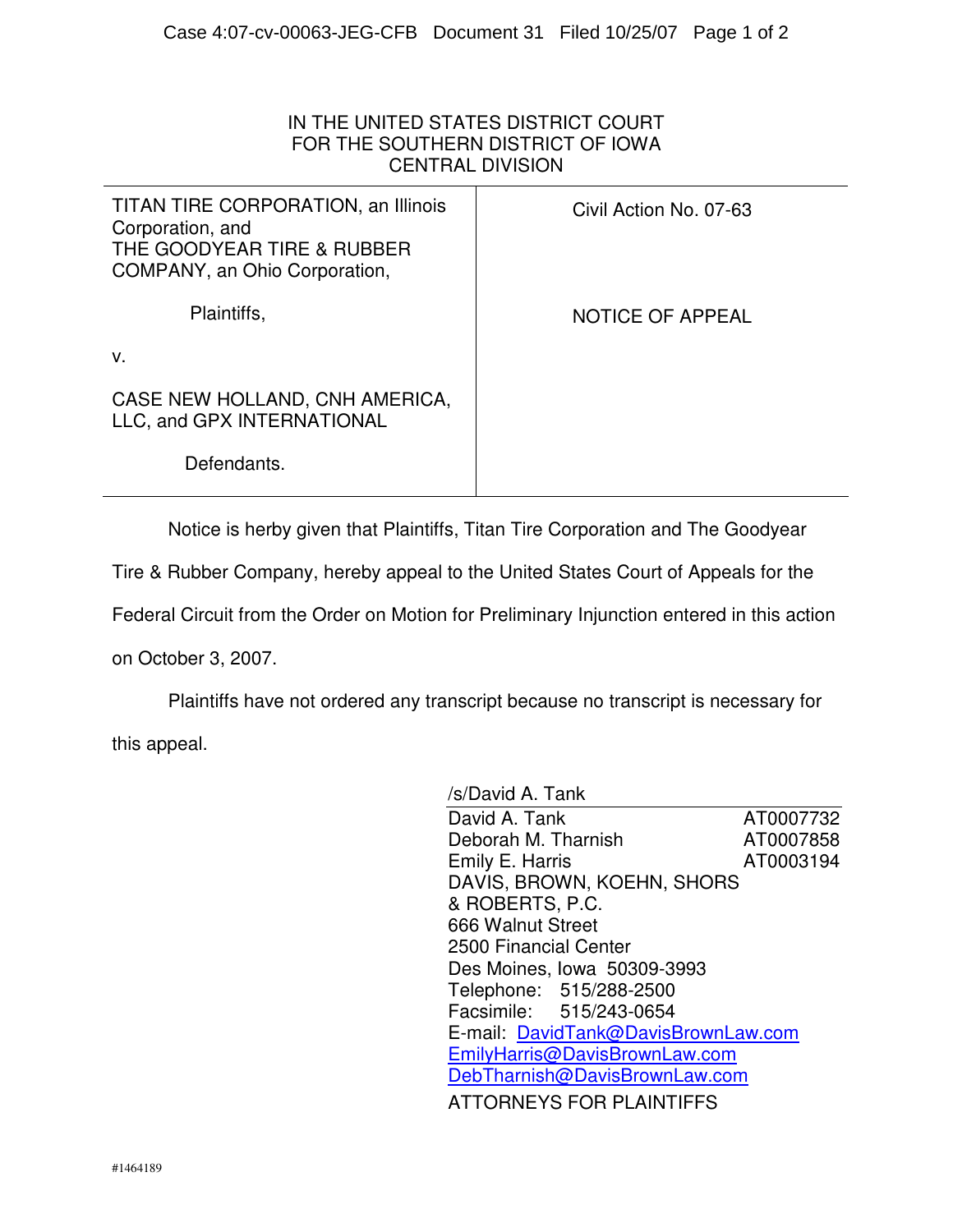IN THE UNITED STATES DISTRICT COURT
FOR THE SOUTHERN DISTRICT OF IOWA
CENTRAL DIVISION

| | |
|---|---|
| TITAN TIRE CORPORATION, an Illinois Corporation, and THE GOODYEAR TIRE & RUBBER COMPANY, an Ohio Corporation,<br><br>Plaintiffs,<br><br>v.<br><br>CASE NEW HOLLAND, CNH AMERICA, LLC, and GPX INTERNATIONAL<br><br>Defendants. | Civil Action No. 07-63<br><br>NOTICE OF APPEAL |

Notice is herby given that Plaintiffs, Titan Tire Corporation and The Goodyear Tire & Rubber Company, hereby appeal to the United States Court of Appeals for the Federal Circuit from the Order on Motion for Preliminary Injunction entered in this action on October 3, 2007.

Plaintiffs have not ordered any transcript because no transcript is necessary for this appeal.

/s/David A. Tank

David A. Tank AT0007732
Deborah M. Tharnish AT0007858
Emily E. Harris AT0003194
DAVIS, BROWN, KOEHN, SHORS & ROBERTS, P.C.
666 Walnut Street
2500 Financial Center
Des Moines, Iowa 50309-3993
Telephone: 515/288-2500
Facsimile: 515/243-0654
E-mail: DavidTank@DavisBrownLaw.com
EmilyHarris@DavisBrownLaw.com
DebTharnish@DavisBrownLaw.com

ATTORNEYS FOR PLAINTIFFS

#1464189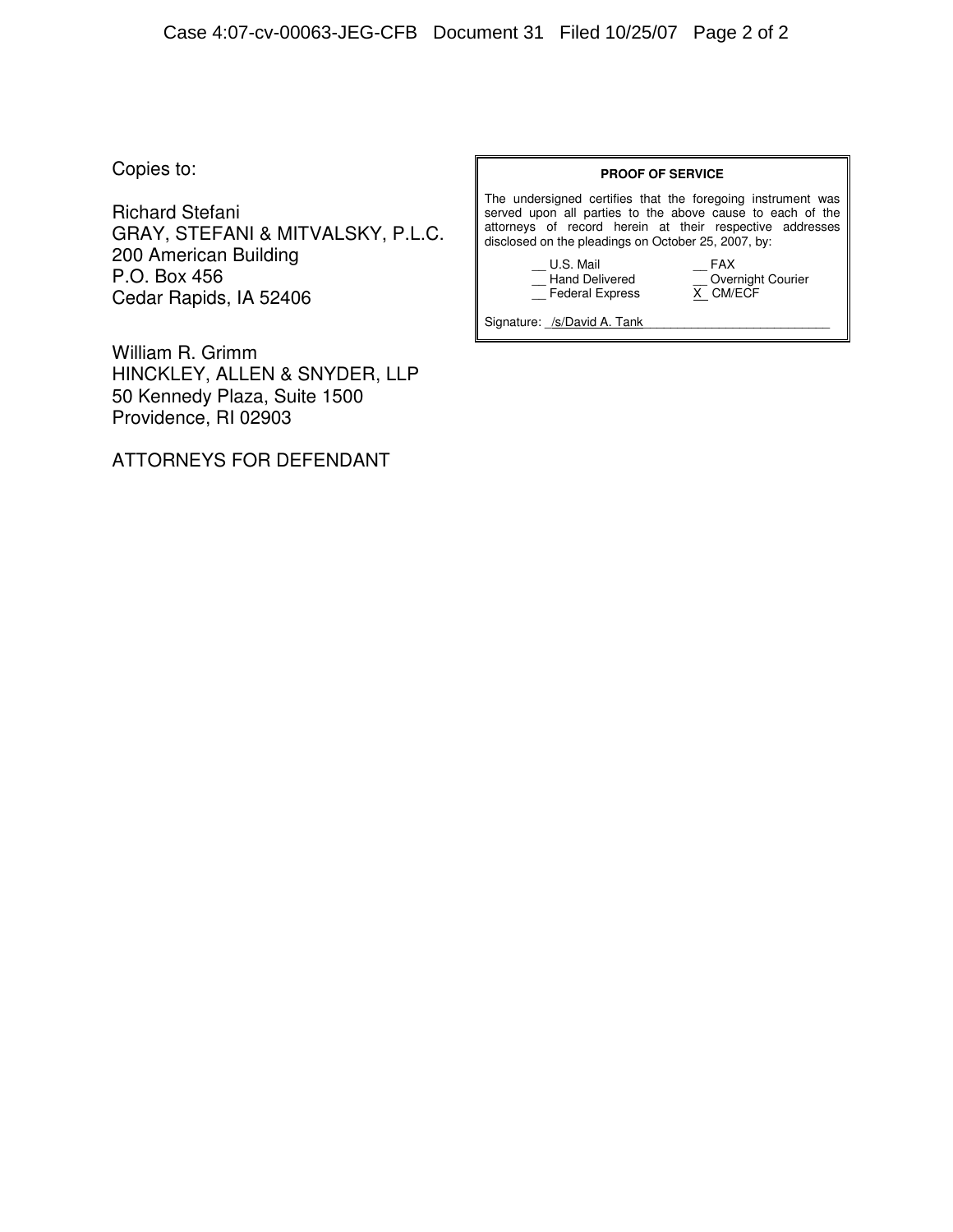Copies to:

Richard Stefani
GRAY, STEFANI & MITVALSKY, P.L.C.
200 American Building
P.O. Box 456
Cedar Rapids, IA 52406

William R. Grimm
HINCKLEY, ALLEN & SNYDER, LLP
50 Kennedy Plaza, Suite 1500
Providence, RI 02903

ATTORNEYS FOR DEFENDANT

**PROOF OF SERVICE**

The undersigned certifies that the foregoing instrument was served upon all parties to the above cause to each of the attorneys of record herein at their respective addresses disclosed on the pleadings on October 25, 2007, by:

__ U.S. Mail　　　__ FAX
__ Hand Delivered　　　__ Overnight Courier
__ Federal Express　　　X CM/ECF

Signature: /s/David A. Tank